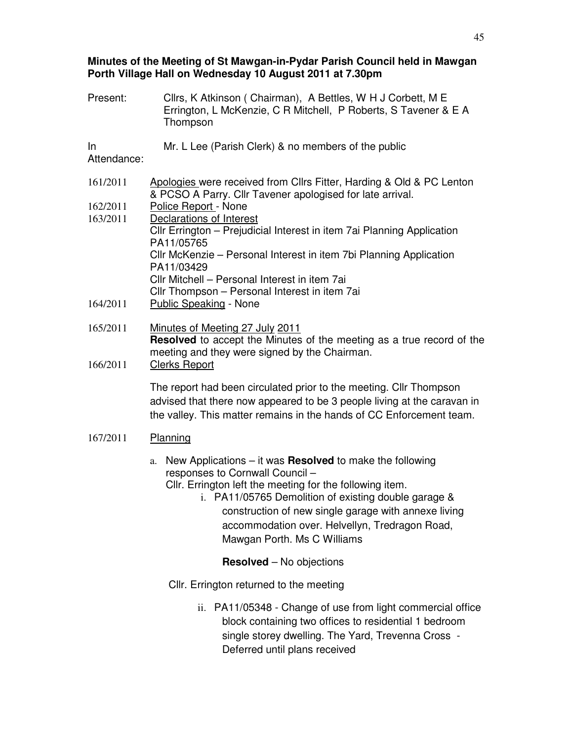**Minutes of the Meeting of St Mawgan-in-Pydar Parish Council held in Mawgan Porth Village Hall on Wednesday 10 August 2011 at 7.30pm**

Present: Cllrs, K Atkinson ( Chairman), A Bettles, W H J Corbett, M E Errington, L McKenzie, C R Mitchell, P Roberts, S Tavener & E A Thompson

In Attendance: Mr. L Lee (Parish Clerk) & no members of the public

161/2011 Apologies were received from Cllrs Fitter, Harding & Old & PC Lenton & PCSO A Parry. Cllr Tavener apologised for late arrival.

162/2011 Police Report - None

163/2011 Declarations of Interest
Cllr Errington – Prejudicial Interest in item 7ai Planning Application PA11/05765
Cllr McKenzie – Personal Interest in item 7bi Planning Application PA11/03429
Cllr Mitchell – Personal Interest in item 7ai
Cllr Thompson – Personal Interest in item 7ai

164/2011 Public Speaking - None

165/2011 Minutes of Meeting 27 July 2011
**Resolved** to accept the Minutes of the meeting as a true record of the meeting and they were signed by the Chairman.

166/2011 Clerks Report

The report had been circulated prior to the meeting. Cllr Thompson advised that there now appeared to be 3 people living at the caravan in the valley. This matter remains in the hands of CC Enforcement team.

167/2011 Planning

a. New Applications – it was **Resolved** to make the following responses to Cornwall Council –
Cllr. Errington left the meeting for the following item.
   i. PA11/05765 Demolition of existing double garage & construction of new single garage with annexe living accommodation over. Helvellyn, Tredragon Road, Mawgan Porth. Ms C Williams

   **Resolved** – No objections

Cllr. Errington returned to the meeting

   ii. PA11/05348 - Change of use from light commercial office block containing two offices to residential 1 bedroom single storey dwelling. The Yard, Trevenna Cross - Deferred until plans received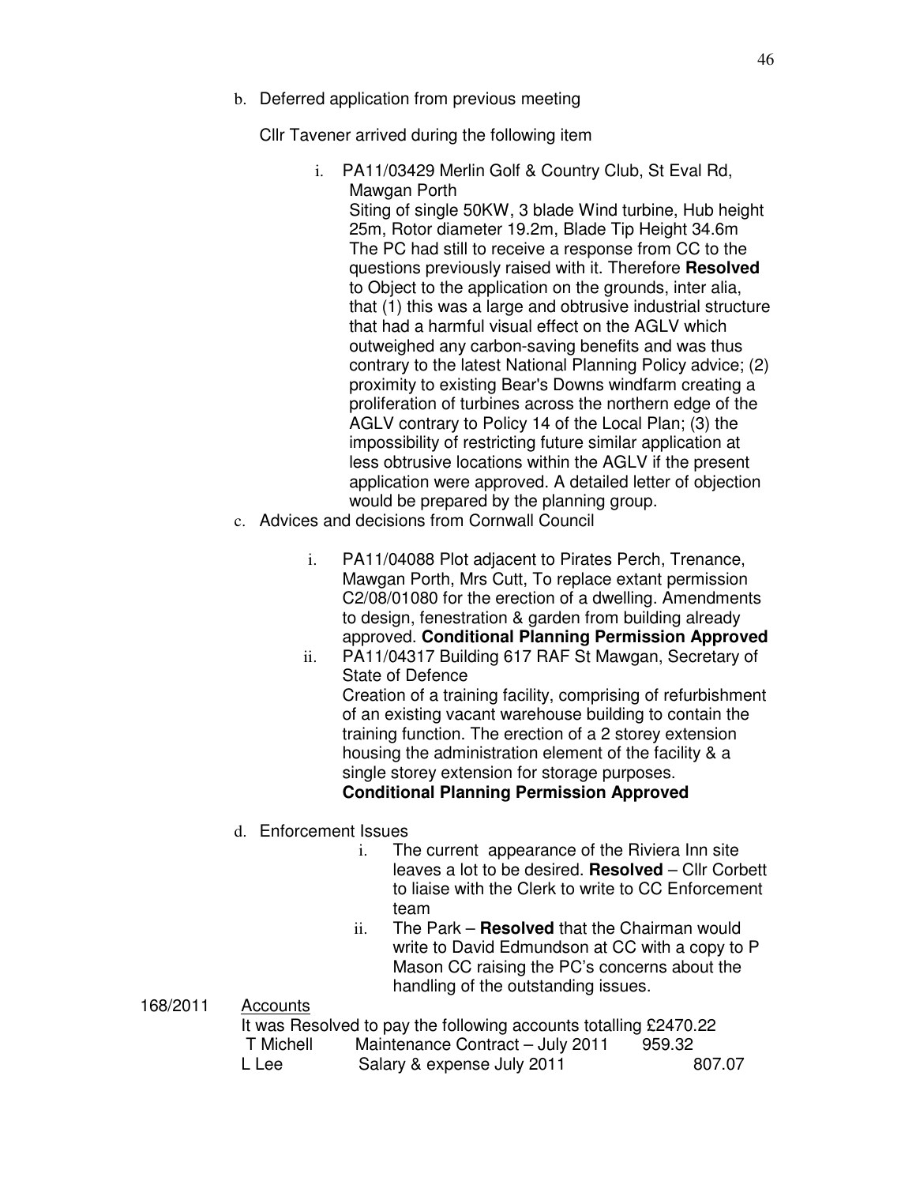b. Deferred application from previous meeting

   Cllr Tavener arrived during the following item

   i. PA11/03429 Merlin Golf & Country Club, St Eval Rd, Mawgan Porth
      Siting of single 50KW, 3 blade Wind turbine, Hub height 25m, Rotor diameter 19.2m, Blade Tip Height 34.6m
      The PC had still to receive a response from CC to the questions previously raised with it. Therefore **Resolved** to Object to the application on the grounds, inter alia, that (1) this was a large and obtrusive industrial structure that had a harmful visual effect on the AGLV which outweighed any carbon-saving benefits and was thus contrary to the latest National Planning Policy advice; (2) proximity to existing Bear's Downs windfarm creating a proliferation of turbines across the northern edge of the AGLV contrary to Policy 14 of the Local Plan; (3) the impossibility of restricting future similar application at less obtrusive locations within the AGLV if the present application were approved. A detailed letter of objection would be prepared by the planning group.

c. Advices and decisions from Cornwall Council

   i. PA11/04088 Plot adjacent to Pirates Perch, Trenance, Mawgan Porth, Mrs Cutt, To replace extant permission C2/08/01080 for the erection of a dwelling. Amendments to design, fenestration & garden from building already approved. **Conditional Planning Permission Approved**
   ii. PA11/04317 Building 617 RAF St Mawgan, Secretary of State of Defence
      Creation of a training facility, comprising of refurbishment of an existing vacant warehouse building to contain the training function. The erection of a 2 storey extension housing the administration element of the facility & a single storey extension for storage purposes.
      **Conditional Planning Permission Approved**

d. Enforcement Issues
   i. The current appearance of the Riviera Inn site leaves a lot to be desired. **Resolved** – Cllr Corbett to liaise with the Clerk to write to CC Enforcement team
   ii. The Park – **Resolved** that the Chairman would write to David Edmundson at CC with a copy to P Mason CC raising the PC's concerns about the handling of the outstanding issues.

168/2011 Accounts

It was Resolved to pay the following accounts totalling £2470.22

| | | |
|---|---|---|
| T Michell | Maintenance Contract – July 2011 | 959.32 |
| L Lee | Salary & expense July 2011 | 807.07 |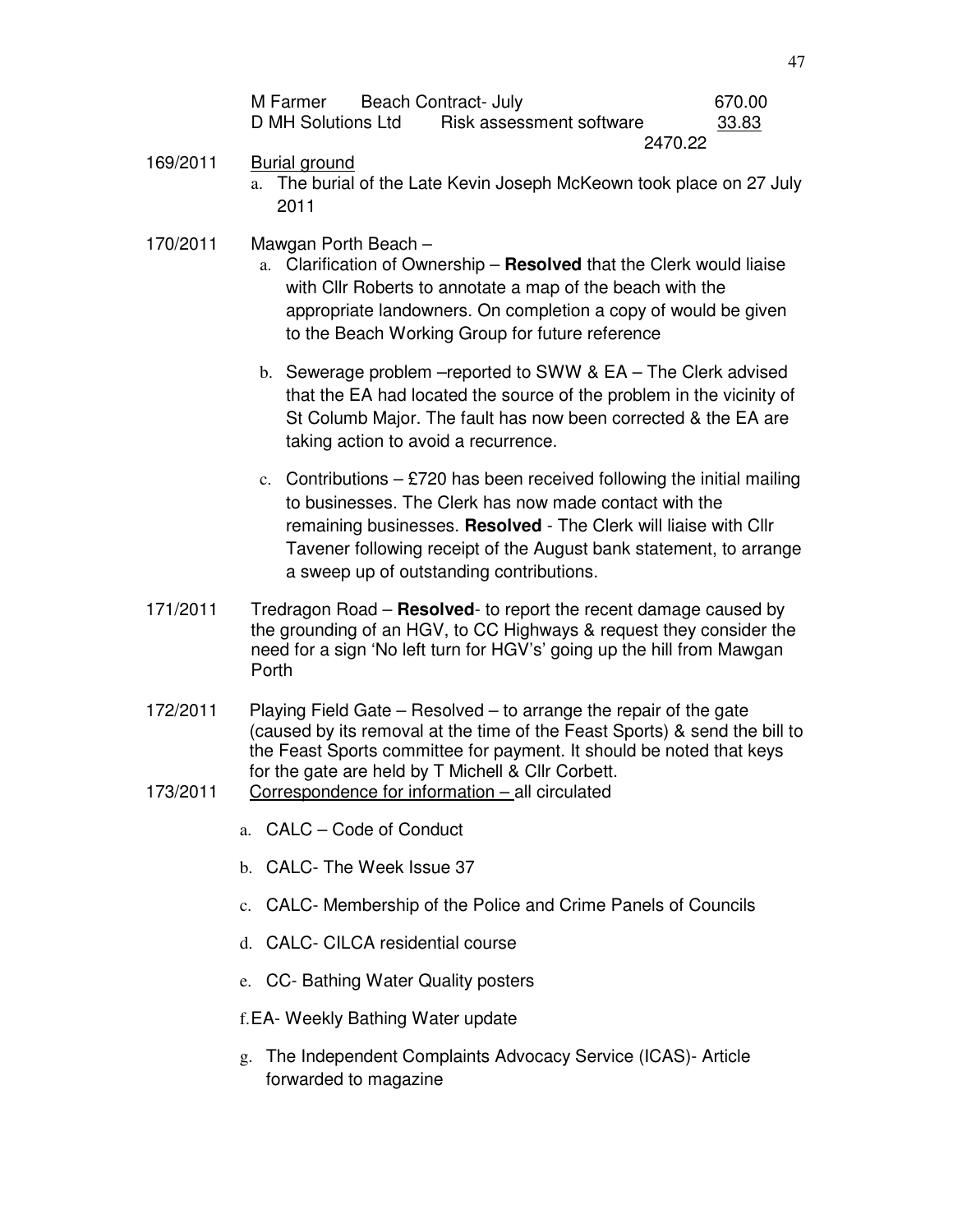| | | |
|---|---|---|
| M Farmer | Beach Contract- July | 670.00 |
| D MH Solutions Ltd | Risk assessment software | 33.83 |
| | | 2470.22 |

169/2011 Burial ground

a. The burial of the Late Kevin Joseph McKeown took place on 27 July 2011

170/2011 Mawgan Porth Beach –

a. Clarification of Ownership – **Resolved** that the Clerk would liaise with Cllr Roberts to annotate a map of the beach with the appropriate landowners. On completion a copy of would be given to the Beach Working Group for future reference

b. Sewerage problem –reported to SWW & EA – The Clerk advised that the EA had located the source of the problem in the vicinity of St Columb Major. The fault has now been corrected & the EA are taking action to avoid a recurrence.

c. Contributions – £720 has been received following the initial mailing to businesses. The Clerk has now made contact with the remaining businesses. **Resolved** - The Clerk will liaise with Cllr Tavener following receipt of the August bank statement, to arrange a sweep up of outstanding contributions.

171/2011 Tredragon Road – **Resolved**- to report the recent damage caused by the grounding of an HGV, to CC Highways & request they consider the need for a sign 'No left turn for HGV's' going up the hill from Mawgan Porth

172/2011 Playing Field Gate – Resolved – to arrange the repair of the gate (caused by its removal at the time of the Feast Sports) & send the bill to the Feast Sports committee for payment. It should be noted that keys for the gate are held by T Michell & Cllr Corbett.

173/2011 Correspondence for information – all circulated

a. CALC – Code of Conduct
b. CALC- The Week Issue 37
c. CALC- Membership of the Police and Crime Panels of Councils
d. CALC- CILCA residential course
e. CC- Bathing Water Quality posters
f. EA- Weekly Bathing Water update
g. The Independent Complaints Advocacy Service (ICAS)- Article forwarded to magazine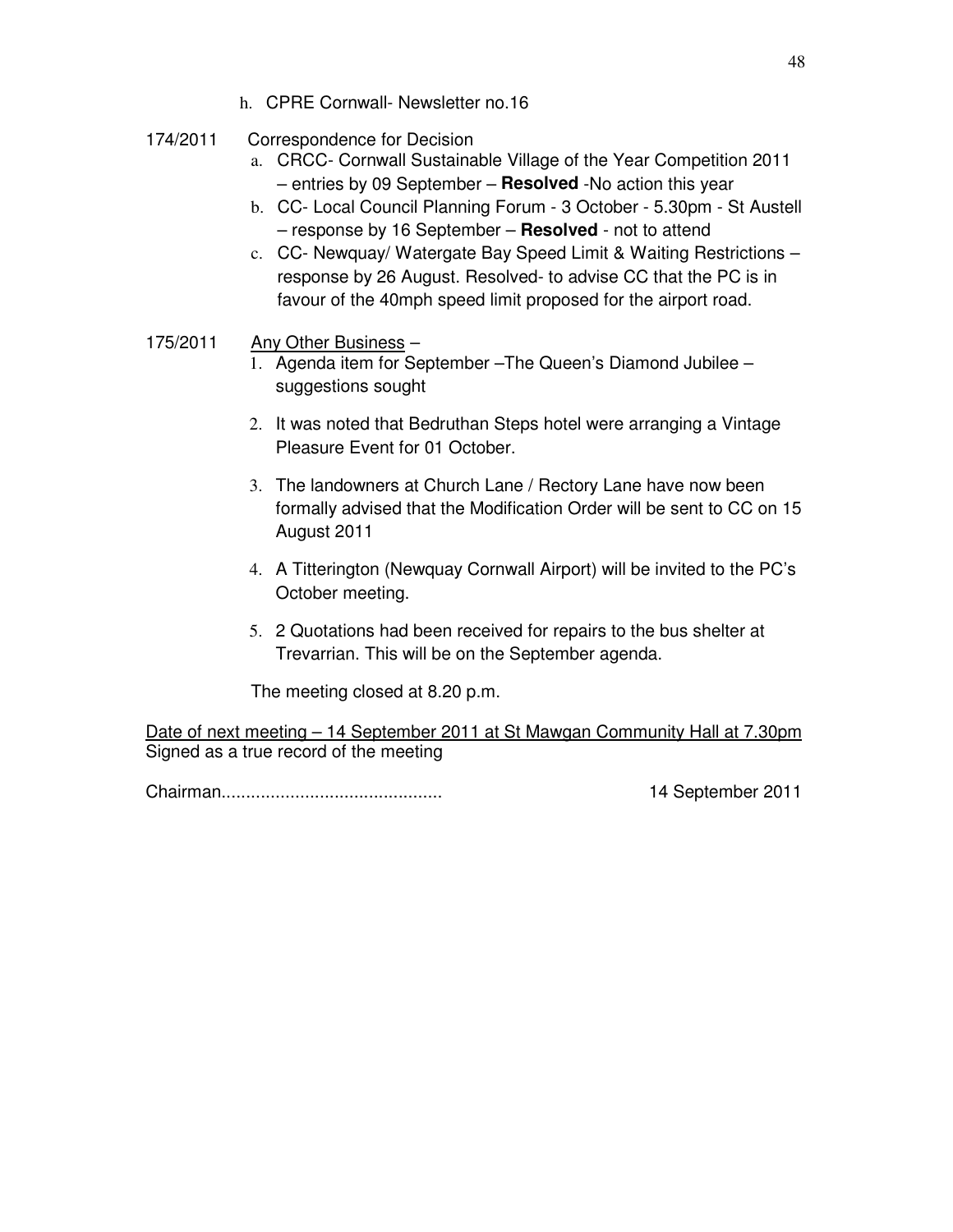h. CPRE Cornwall- Newsletter no.16

174/2011 Correspondence for Decision

a. CRCC- Cornwall Sustainable Village of the Year Competition 2011 – entries by 09 September – **Resolved** -No action this year
b. CC- Local Council Planning Forum - 3 October - 5.30pm - St Austell – response by 16 September – **Resolved** - not to attend
c. CC- Newquay/ Watergate Bay Speed Limit & Waiting Restrictions – response by 26 August. Resolved- to advise CC that the PC is in favour of the 40mph speed limit proposed for the airport road.

175/2011 Any Other Business –

1. Agenda item for September –The Queen's Diamond Jubilee – suggestions sought
2. It was noted that Bedruthan Steps hotel were arranging a Vintage Pleasure Event for 01 October.
3. The landowners at Church Lane / Rectory Lane have now been formally advised that the Modification Order will be sent to CC on 15 August 2011
4. A Titterington (Newquay Cornwall Airport) will be invited to the PC's October meeting.
5. 2 Quotations had been received for repairs to the bus shelter at Trevarrian. This will be on the September agenda.

The meeting closed at 8.20 p.m.

Date of next meeting – 14 September 2011 at St Mawgan Community Hall at 7.30pm

Signed as a true record of the meeting

Chairman............................................ 14 September 2011